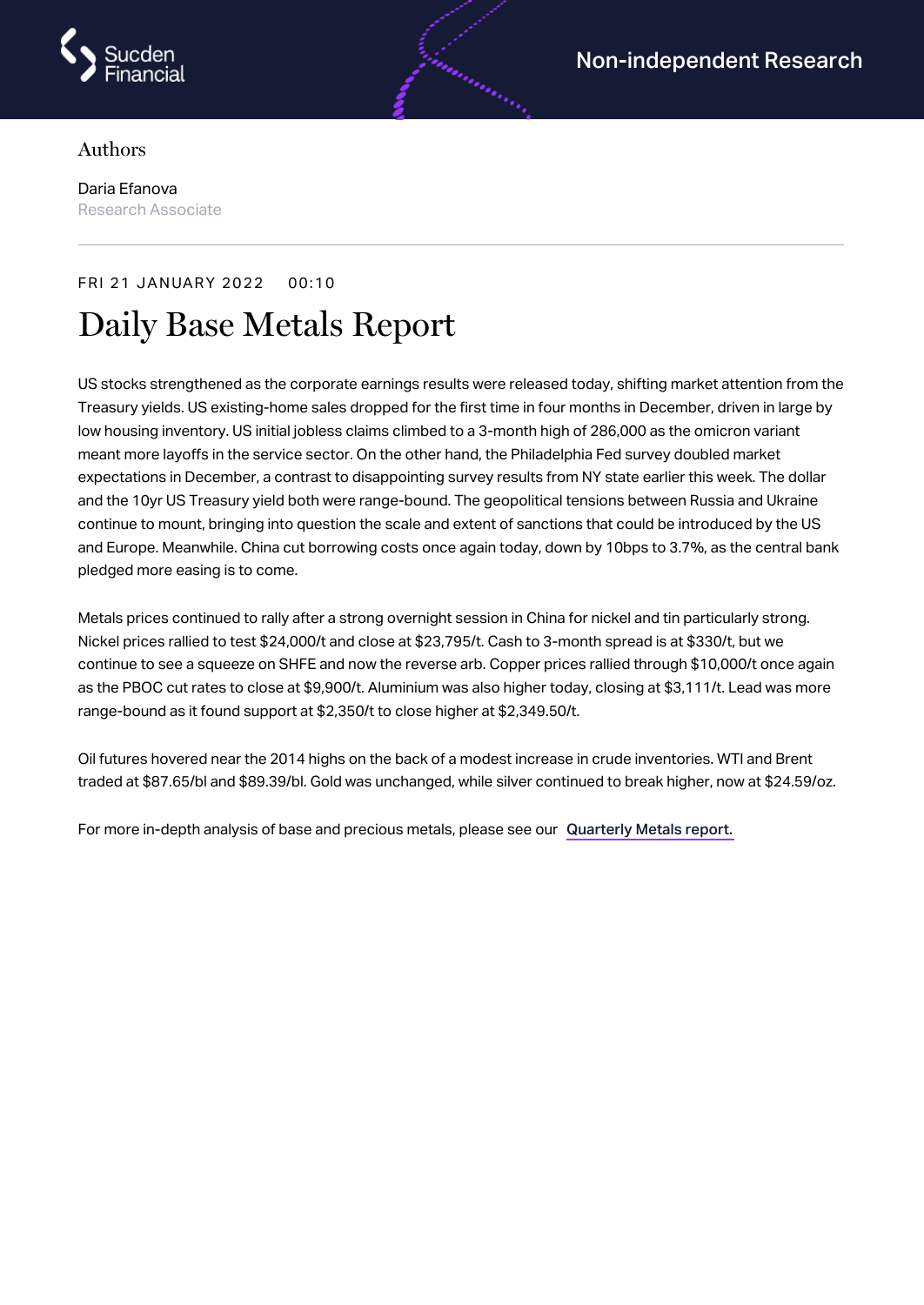Non-independent Research

Authors

Daria Efanova
Research Associate

FRI 21 JANUARY 2022 00:10

# Daily Base Metals Report

US stocks strengthened as the corporate earnings results were released today, shifting market attention from the Treasury yields. US existing-home sales dropped for the first time in four months in December, driven in large by low housing inventory. US initial jobless claims climbed to a 3-month high of 286,000 as the omicron variant meant more layoffs in the service sector. On the other hand, the Philadelphia Fed survey doubled market expectations in December, a contrast to disappointing survey results from NY state earlier this week. The dollar and the 10yr US Treasury yield both were range-bound. The geopolitical tensions between Russia and Ukraine continue to mount, bringing into question the scale and extent of sanctions that could be introduced by the US and Europe. Meanwhile. China cut borrowing costs once again today, down by 10bps to 3.7%, as the central bank pledged more easing is to come.

Metals prices continued to rally after a strong overnight session in China for nickel and tin particularly strong. Nickel prices rallied to test $24,000/t and close at $23,795/t. Cash to 3-month spread is at $330/t, but we continue to see a squeeze on SHFE and now the reverse arb. Copper prices rallied through $10,000/t once again as the PBOC cut rates to close at $9,900/t. Aluminium was also higher today, closing at $3,111/t. Lead was more range-bound as it found support at $2,350/t to close higher at $2,349.50/t.

Oil futures hovered near the 2014 highs on the back of a modest increase in crude inventories. WTI and Brent traded at $87.65/bl and $89.39/bl. Gold was unchanged, while silver continued to break higher, now at $24.59/oz.

For more in-depth analysis of base and precious metals, please see our Quarterly Metals report.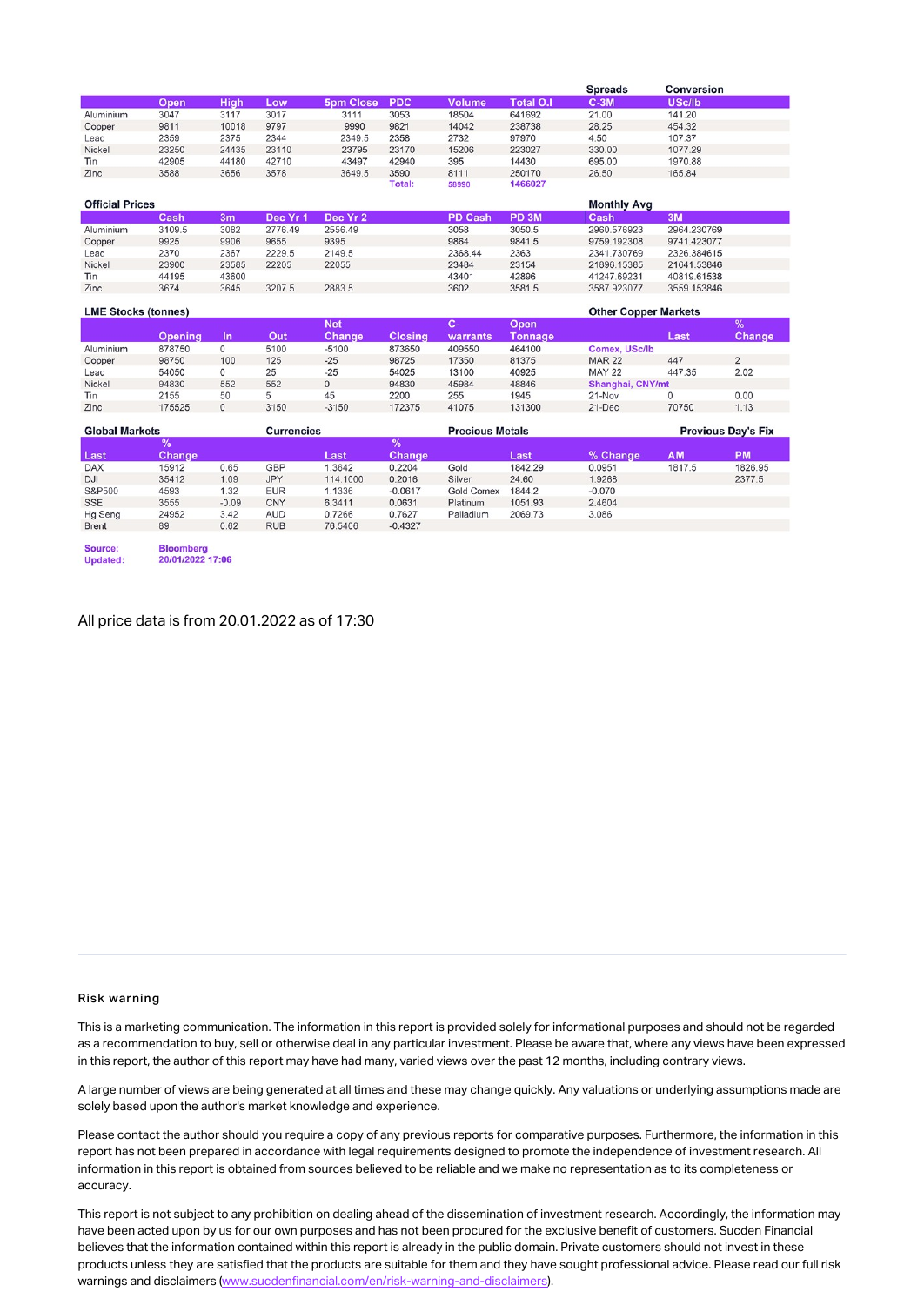| | Open | High | Low | 5pm Close | PDC | Volume | Total O.I | Spreads C-3M | Conversion USc/lb |
|---|---|---|---|---|---|---|---|---|---|
| Aluminium | 3047 | 3117 | 3017 | 3111 | 3053 | 18504 | 641692 | 21.00 | 141.20 |
| Copper | 9811 | 10018 | 9797 | 9990 | 9821 | 14042 | 238738 | 28.25 | 454.32 |
| Lead | 2359 | 2375 | 2344 | 2349.5 | 2358 | 2732 | 97970 | 4.50 | 107.37 |
| Nickel | 23250 | 24435 | 23110 | 23795 | 23170 | 15206 | 223027 | 330.00 | 1077.29 |
| Tin | 42905 | 44180 | 42710 | 43497 | 42940 | 395 | 14430 | 695.00 | 1970.88 |
| Zinc | 3588 | 3656 | 3578 | 3649.5 | 3590 | 8111 | 250170 | 26.50 | 165.84 |
| | | | | | Total: | 58990 | 1466027 | | |

### Official Prices

| | Cash | 3m | Dec Yr 1 | Dec Yr 2 | PD Cash | PD 3M | Monthly Avg Cash | Monthly Avg 3M |
|---|---|---|---|---|---|---|---|---|
| Aluminium | 3109.5 | 3082 | 2776.49 | 2556.49 | 3058 | 3050.5 | 2960.576923 | 2964.230769 |
| Copper | 9925 | 9906 | 9655 | 9395 | 9864 | 9841.5 | 9759.192308 | 9741.423077 |
| Lead | 2370 | 2367 | 2229.5 | 2149.5 | 2368.44 | 2363 | 2341.730769 | 2326.384615 |
| Nickel | 23900 | 23585 | 22205 | 22055 | 23484 | 23154 | 21896.15385 | 21641.53846 |
| Tin | 44195 | 43600 | | | 43401 | 42896 | 41247.69231 | 40819.61538 |
| Zinc | 3674 | 3645 | 3207.5 | 2883.5 | 3602 | 3581.5 | 3587.923077 | 3559.153846 |

### LME Stocks (tonnes)

| | Opening | In | Out | Net Change | Closing | C-warrants | Open Tonnage |
|---|---|---|---|---|---|---|---|
| Aluminium | 878750 | 0 | 5100 | -5100 | 873650 | 409550 | 464100 |
| Copper | 98750 | 100 | 125 | -25 | 98725 | 17350 | 81375 |
| Lead | 54050 | 0 | 25 | -25 | 54025 | 13100 | 40925 |
| Nickel | 94830 | 552 | 552 | 0 | 94830 | 45984 | 48846 |
| Tin | 2155 | 50 | 5 | 45 | 2200 | 255 | 1945 |
| Zinc | 175525 | 0 | 3150 | -3150 | 172375 | 41075 | 131300 |

### Other Copper Markets

| | Last | % Change |
|---|---|---|
| Comex, USc/lb | | |
| MAR 22 | 447 | 2 |
| MAY 22 | 447.35 | 2.02 |
| Shanghai, CNY/mt | | |
| 21-Nov | 0 | 0.00 |
| 21-Dec | 70750 | 1.13 |

### Global Markets

| | Last | % Change |
|---|---|---|
| DAX | 15912 | 0.65 |
| DJI | 35412 | 1.09 |
| S&P500 | 4593 | 1.32 |
| SSE | 3555 | -0.09 |
| Hg Seng | 24952 | 3.42 |
| Brent | 89 | 0.62 |

### Currencies

| | Last | % Change |
|---|---|---|
| GBP | 1.3642 | 0.2204 |
| JPY | 114.1000 | 0.2016 |
| EUR | 1.1336 | -0.0617 |
| CNY | 6.3411 | 0.0631 |
| AUD | 0.7266 | 0.7627 |
| RUB | 76.5406 | -0.4327 |

### Precious Metals

| | Last | % Change | Previous Day's Fix AM | Previous Day's Fix PM |
|---|---|---|---|---|
| Gold | 1842.29 | 0.0951 | 1817.5 | 1826.95 |
| Silver | 24.60 | 1.9268 | | 2377.5 |
| Gold Comex | 1844.2 | -0.070 | | |
| Platinum | 1051.93 | 2.4604 | | |
| Palladium | 2069.73 | 3.086 | | |

**Source:** Bloomberg
**Updated:** 20/01/2022 17:06

All price data is from 20.01.2022 as of 17:30

## Risk warning

This is a marketing communication. The information in this report is provided solely for informational purposes and should not be regarded as a recommendation to buy, sell or otherwise deal in any particular investment. Please be aware that, where any views have been expressed in this report, the author of this report may have had many, varied views over the past 12 months, including contrary views.

A large number of views are being generated at all times and these may change quickly. Any valuations or underlying assumptions made are solely based upon the author's market knowledge and experience.

Please contact the author should you require a copy of any previous reports for comparative purposes. Furthermore, the information in this report has not been prepared in accordance with legal requirements designed to promote the independence of investment research. All information in this report is obtained from sources believed to be reliable and we make no representation as to its completeness or accuracy.

This report is not subject to any prohibition on dealing ahead of the dissemination of investment research. Accordingly, the information may have been acted upon by us for our own purposes and has not been procured for the exclusive benefit of customers. Sucden Financial believes that the information contained within this report is already in the public domain. Private customers should not invest in these products unless they are satisfied that the products are suitable for them and they have sought professional advice. Please read our full risk warnings and disclaimers (www.sucdenfinancial.com/en/risk-warning-and-disclaimers).